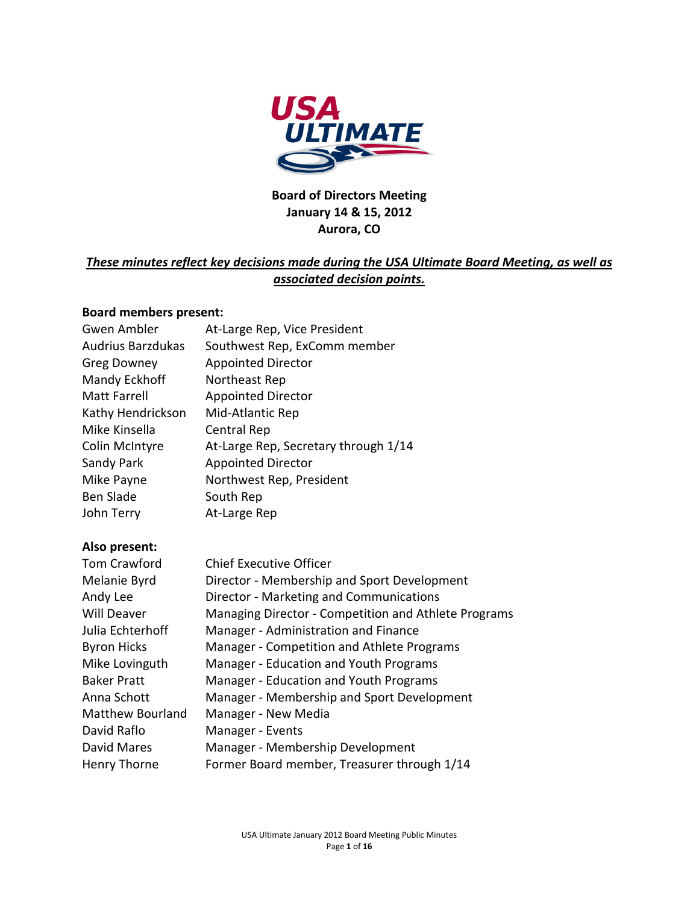**Board of Directors Meeting**
**January 14 & 15, 2012**
**Aurora, CO**

***These minutes reflect key decisions made during the USA Ultimate Board Meeting, as well as associated decision points.***

**Board members present:**

| | |
|---|---|
| Gwen Ambler | At-Large Rep, Vice President |
| Audrius Barzdukas | Southwest Rep, ExComm member |
| Greg Downey | Appointed Director |
| Mandy Eckhoff | Northeast Rep |
| Matt Farrell | Appointed Director |
| Kathy Hendrickson | Mid-Atlantic Rep |
| Mike Kinsella | Central Rep |
| Colin McIntyre | At-Large Rep, Secretary through 1/14 |
| Sandy Park | Appointed Director |
| Mike Payne | Northwest Rep, President |
| Ben Slade | South Rep |
| John Terry | At-Large Rep |

**Also present:**

| | |
|---|---|
| Tom Crawford | Chief Executive Officer |
| Melanie Byrd | Director - Membership and Sport Development |
| Andy Lee | Director - Marketing and Communications |
| Will Deaver | Managing Director - Competition and Athlete Programs |
| Julia Echterhoff | Manager - Administration and Finance |
| Byron Hicks | Manager - Competition and Athlete Programs |
| Mike Lovinguth | Manager - Education and Youth Programs |
| Baker Pratt | Manager - Education and Youth Programs |
| Anna Schott | Manager - Membership and Sport Development |
| Matthew Bourland | Manager - New Media |
| David Raflo | Manager - Events |
| David Mares | Manager - Membership Development |
| Henry Thorne | Former Board member, Treasurer through 1/14 |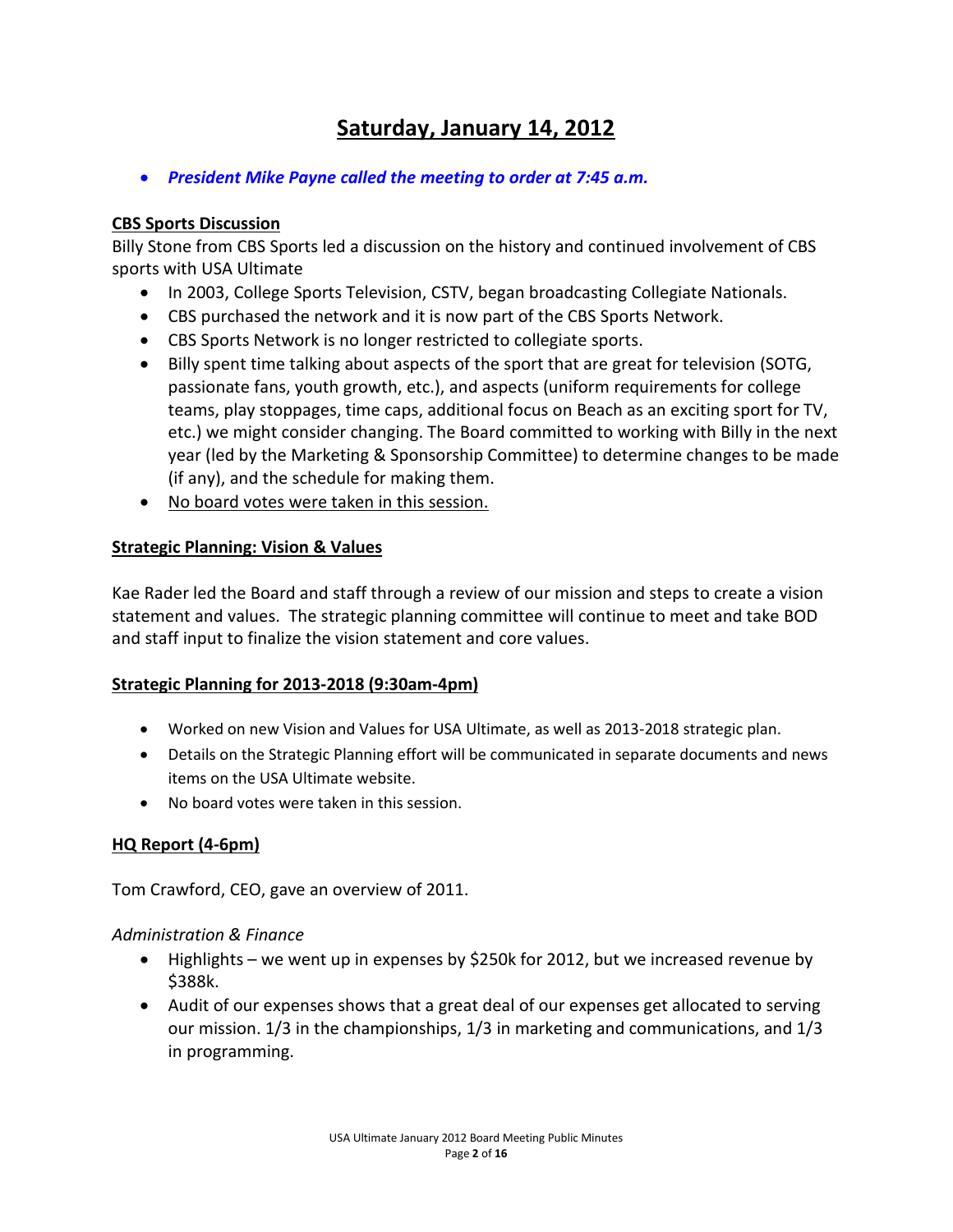# Saturday, January 14, 2012

- ***President Mike Payne called the meeting to order at 7:45 a.m.***

**CBS Sports Discussion**

Billy Stone from CBS Sports led a discussion on the history and continued involvement of CBS sports with USA Ultimate

- In 2003, College Sports Television, CSTV, began broadcasting Collegiate Nationals.
- CBS purchased the network and it is now part of the CBS Sports Network.
- CBS Sports Network is no longer restricted to collegiate sports.
- Billy spent time talking about aspects of the sport that are great for television (SOTG, passionate fans, youth growth, etc.), and aspects (uniform requirements for college teams, play stoppages, time caps, additional focus on Beach as an exciting sport for TV, etc.) we might consider changing. The Board committed to working with Billy in the next year (led by the Marketing & Sponsorship Committee) to determine changes to be made (if any), and the schedule for making them.
- No board votes were taken in this session.

**Strategic Planning: Vision & Values**

Kae Rader led the Board and staff through a review of our mission and steps to create a vision statement and values. The strategic planning committee will continue to meet and take BOD and staff input to finalize the vision statement and core values.

**Strategic Planning for 2013-2018 (9:30am-4pm)**

- Worked on new Vision and Values for USA Ultimate, as well as 2013-2018 strategic plan.
- Details on the Strategic Planning effort will be communicated in separate documents and news items on the USA Ultimate website.
- No board votes were taken in this session.

**HQ Report (4-6pm)**

Tom Crawford, CEO, gave an overview of 2011.

*Administration & Finance*

- Highlights – we went up in expenses by $250k for 2012, but we increased revenue by $388k.
- Audit of our expenses shows that a great deal of our expenses get allocated to serving our mission. 1/3 in the championships, 1/3 in marketing and communications, and 1/3 in programming.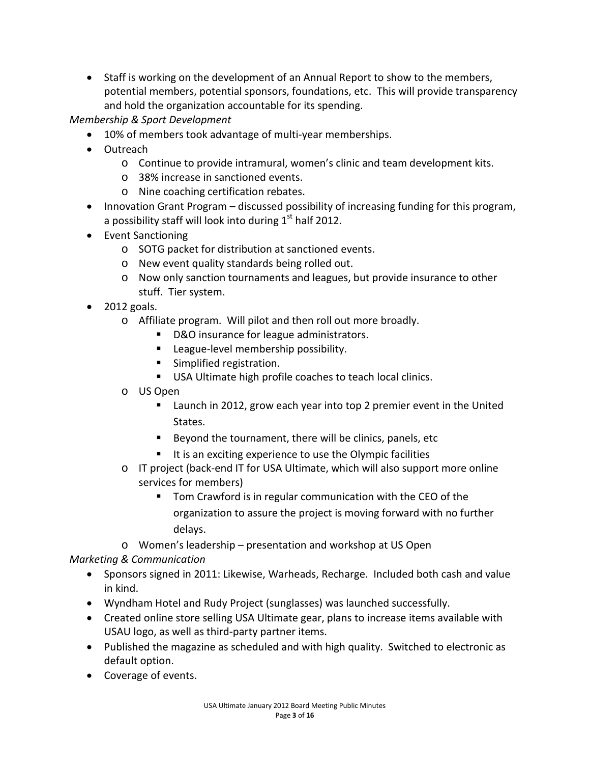- Staff is working on the development of an Annual Report to show to the members, potential members, potential sponsors, foundations, etc. This will provide transparency and hold the organization accountable for its spending.

*Membership & Sport Development*

- 10% of members took advantage of multi-year memberships.
- Outreach
    - Continue to provide intramural, women's clinic and team development kits.
    - 38% increase in sanctioned events.
    - Nine coaching certification rebates.
- Innovation Grant Program – discussed possibility of increasing funding for this program, a possibility staff will look into during 1st half 2012.
- Event Sanctioning
    - SOTG packet for distribution at sanctioned events.
    - New event quality standards being rolled out.
    - Now only sanction tournaments and leagues, but provide insurance to other stuff. Tier system.
- 2012 goals.
    - Affiliate program. Will pilot and then roll out more broadly.
        - D&O insurance for league administrators.
        - League-level membership possibility.
        - Simplified registration.
        - USA Ultimate high profile coaches to teach local clinics.
    - US Open
        - Launch in 2012, grow each year into top 2 premier event in the United States.
        - Beyond the tournament, there will be clinics, panels, etc
        - It is an exciting experience to use the Olympic facilities
    - IT project (back-end IT for USA Ultimate, which will also support more online services for members)
        - Tom Crawford is in regular communication with the CEO of the organization to assure the project is moving forward with no further delays.
    - Women's leadership – presentation and workshop at US Open

*Marketing & Communication*

- Sponsors signed in 2011: Likewise, Warheads, Recharge. Included both cash and value in kind.
- Wyndham Hotel and Rudy Project (sunglasses) was launched successfully.
- Created online store selling USA Ultimate gear, plans to increase items available with USAU logo, as well as third-party partner items.
- Published the magazine as scheduled and with high quality. Switched to electronic as default option.
- Coverage of events.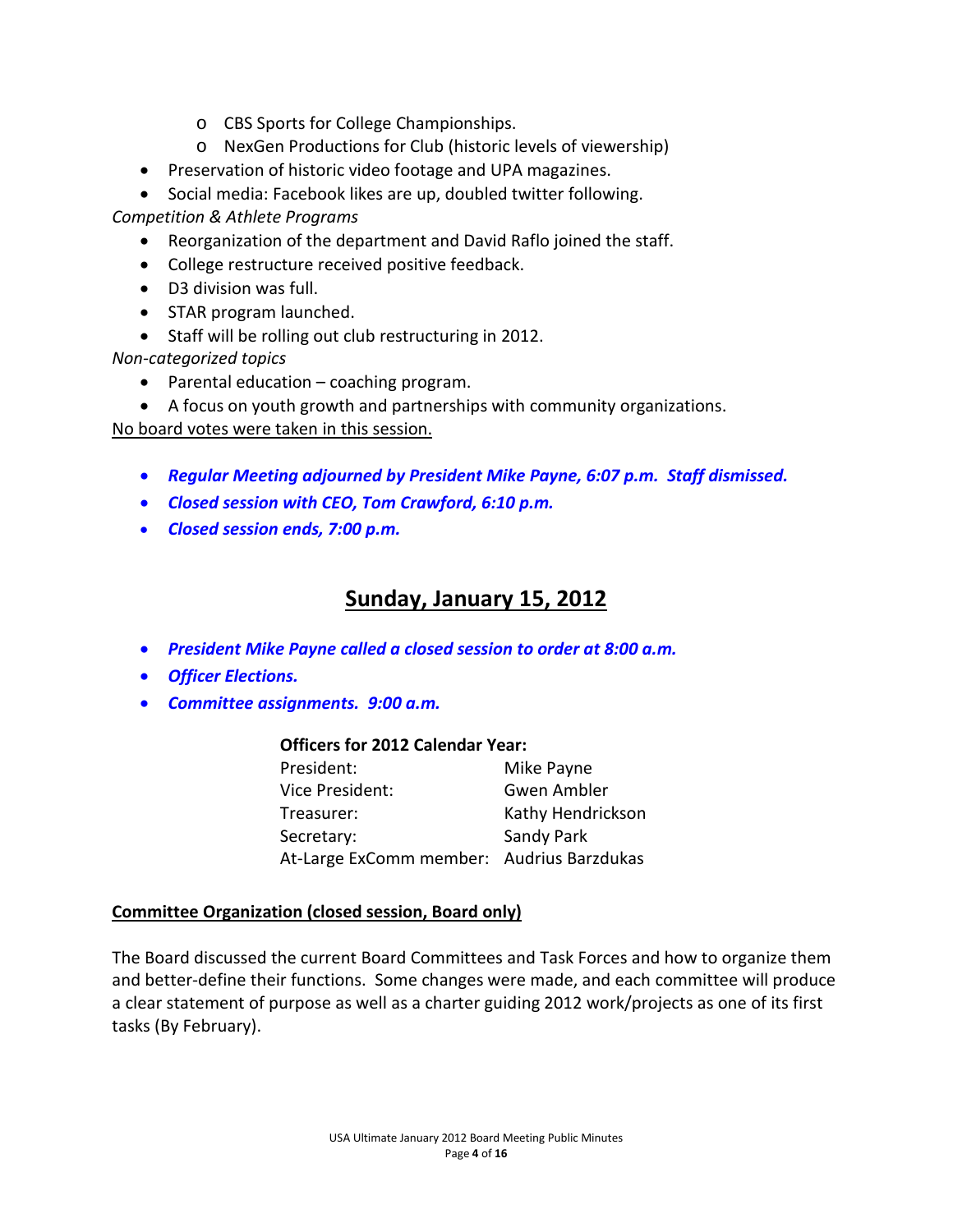- CBS Sports for College Championships.
- NexGen Productions for Club (historic levels of viewership)

- Preservation of historic video footage and UPA magazines.
- Social media: Facebook likes are up, doubled twitter following.

*Competition & Athlete Programs*

- Reorganization of the department and David Raflo joined the staff.
- College restructure received positive feedback.
- D3 division was full.
- STAR program launched.
- Staff will be rolling out club restructuring in 2012.

*Non-categorized topics*

- Parental education – coaching program.
- A focus on youth growth and partnerships with community organizations.

<u>No board votes were taken in this session.</u>

- ***Regular Meeting adjourned by President Mike Payne, 6:07 p.m. Staff dismissed.***
- ***Closed session with CEO, Tom Crawford, 6:10 p.m.***
- ***Closed session ends, 7:00 p.m.***

## Sunday, January 15, 2012

- ***President Mike Payne called a closed session to order at 8:00 a.m.***
- ***Officer Elections.***
- ***Committee assignments. 9:00 a.m.***

**Officers for 2012 Calendar Year:**

| | |
|---|---|
| President: | Mike Payne |
| Vice President: | Gwen Ambler |
| Treasurer: | Kathy Hendrickson |
| Secretary: | Sandy Park |
| At-Large ExComm member: | Audrius Barzdukas |

**<u>Committee Organization (closed session, Board only)</u>**

The Board discussed the current Board Committees and Task Forces and how to organize them and better-define their functions. Some changes were made, and each committee will produce a clear statement of purpose as well as a charter guiding 2012 work/projects as one of its first tasks (By February).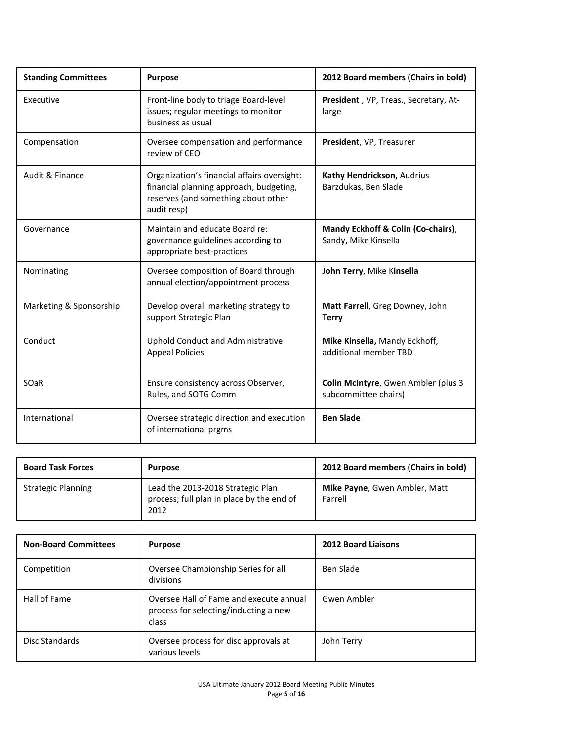| Standing Committees | Purpose | 2012 Board members (Chairs in bold) |
|---|---|---|
| Executive | Front-line body to triage Board-level issues; regular meetings to monitor business as usual | **President** , VP, Treas., Secretary, At-large |
| Compensation | Oversee compensation and performance review of CEO | **President**, VP, Treasurer |
| Audit & Finance | Organization's financial affairs oversight: financial planning approach, budgeting, reserves (and something about other audit resp) | **Kathy Hendrickson,** Audrius Barzdukas, Ben Slade |
| Governance | Maintain and educate Board re: governance guidelines according to appropriate best-practices | **Mandy Eckhoff & Colin (Co-chairs)**, Sandy, Mike Kinsella |
| Nominating | Oversee composition of Board through annual election/appointment process | **John Terry**, Mike K**insella** |
| Marketing & Sponsorship | Develop overall marketing strategy to support Strategic Plan | **Matt Farrell**, Greg Downey, John T**erry** |
| Conduct | Uphold Conduct and Administrative Appeal Policies | **Mike Kinsella,** Mandy Eckhoff, additional member TBD |
| SOaR | Ensure consistency across Observer, Rules, and SOTG Comm | **Colin McIntyre**, Gwen Ambler (plus 3 subcommittee chairs) |
| International | Oversee strategic direction and execution of international prgms | **Ben Slade** |

| Board Task Forces | Purpose | 2012 Board members (Chairs in bold) |
|---|---|---|
| Strategic Planning | Lead the 2013-2018 Strategic Plan process; full plan in place by the end of 2012 | **Mike Payne**, Gwen Ambler, Matt Farrell |

| Non-Board Committees | Purpose | 2012 Board Liaisons |
|---|---|---|
| Competition | Oversee Championship Series for all divisions | Ben Slade |
| Hall of Fame | Oversee Hall of Fame and execute annual process for selecting/inducting a new class | Gwen Ambler |
| Disc Standards | Oversee process for disc approvals at various levels | John Terry |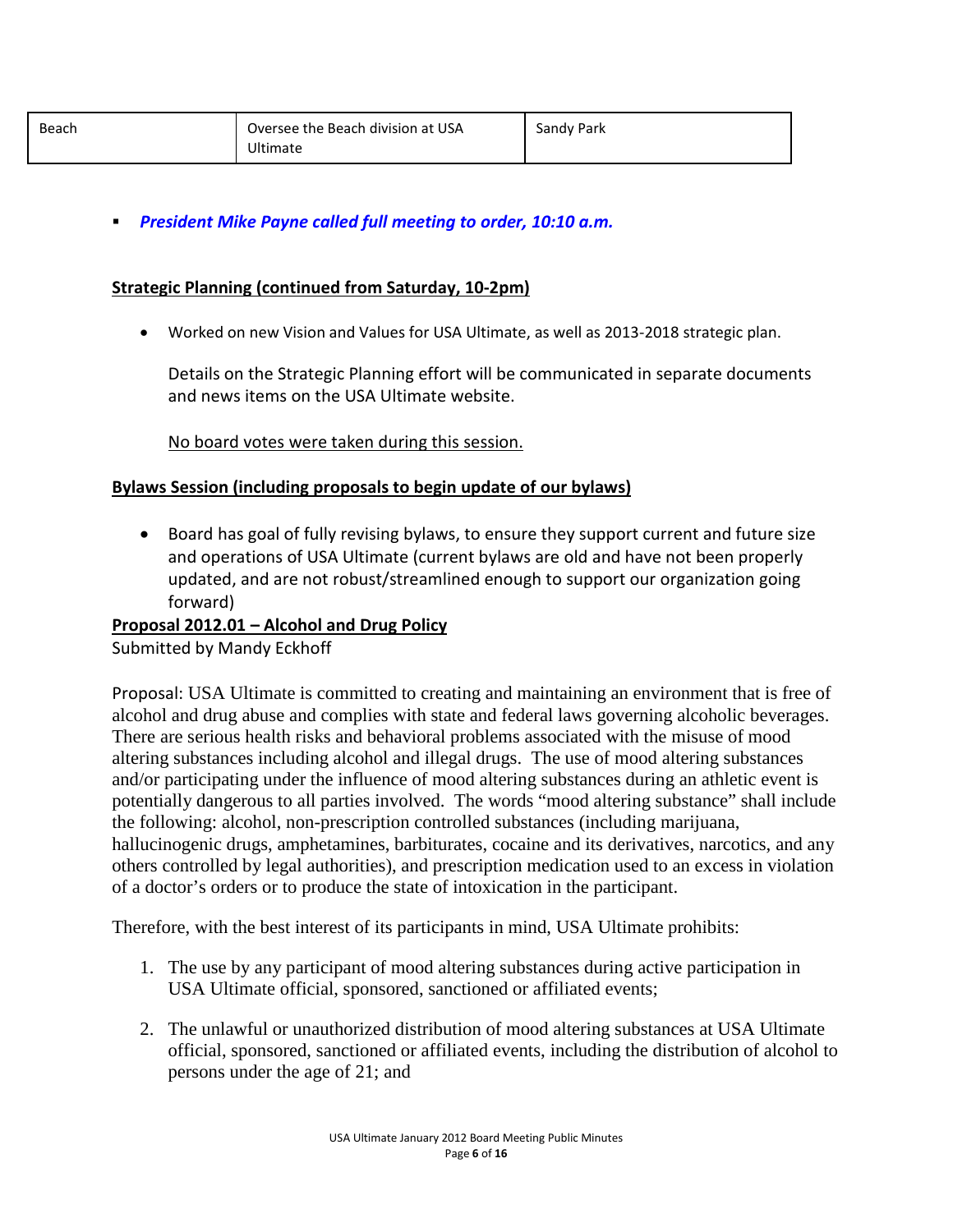| Beach | Oversee the Beach division at USA Ultimate | Sandy Park |
|---|---|---|

- ***President Mike Payne called full meeting to order, 10:10 a.m.***

**Strategic Planning (continued from Saturday, 10-2pm)**

- Worked on new Vision and Values for USA Ultimate, as well as 2013-2018 strategic plan.

  Details on the Strategic Planning effort will be communicated in separate documents and news items on the USA Ultimate website.

  No board votes were taken during this session.

**Bylaws Session (including proposals to begin update of our bylaws)**

- Board has goal of fully revising bylaws, to ensure they support current and future size and operations of USA Ultimate (current bylaws are old and have not been properly updated, and are not robust/streamlined enough to support our organization going forward)

**Proposal 2012.01 – Alcohol and Drug Policy**

Submitted by Mandy Eckhoff

Proposal: USA Ultimate is committed to creating and maintaining an environment that is free of alcohol and drug abuse and complies with state and federal laws governing alcoholic beverages. There are serious health risks and behavioral problems associated with the misuse of mood altering substances including alcohol and illegal drugs. The use of mood altering substances and/or participating under the influence of mood altering substances during an athletic event is potentially dangerous to all parties involved. The words "mood altering substance" shall include the following: alcohol, non-prescription controlled substances (including marijuana, hallucinogenic drugs, amphetamines, barbiturates, cocaine and its derivatives, narcotics, and any others controlled by legal authorities), and prescription medication used to an excess in violation of a doctor's orders or to produce the state of intoxication in the participant.

Therefore, with the best interest of its participants in mind, USA Ultimate prohibits:

1. The use by any participant of mood altering substances during active participation in USA Ultimate official, sponsored, sanctioned or affiliated events;

2. The unlawful or unauthorized distribution of mood altering substances at USA Ultimate official, sponsored, sanctioned or affiliated events, including the distribution of alcohol to persons under the age of 21; and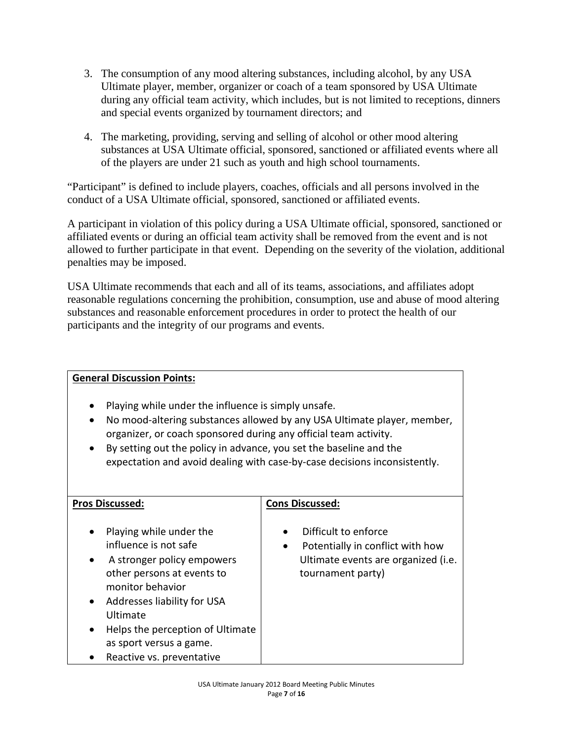3. The consumption of any mood altering substances, including alcohol, by any USA Ultimate player, member, organizer or coach of a team sponsored by USA Ultimate during any official team activity, which includes, but is not limited to receptions, dinners and special events organized by tournament directors; and

4. The marketing, providing, serving and selling of alcohol or other mood altering substances at USA Ultimate official, sponsored, sanctioned or affiliated events where all of the players are under 21 such as youth and high school tournaments.

"Participant" is defined to include players, coaches, officials and all persons involved in the conduct of a USA Ultimate official, sponsored, sanctioned or affiliated events.

A participant in violation of this policy during a USA Ultimate official, sponsored, sanctioned or affiliated events or during an official team activity shall be removed from the event and is not allowed to further participate in that event. Depending on the severity of the violation, additional penalties may be imposed.

USA Ultimate recommends that each and all of its teams, associations, and affiliates adopt reasonable regulations concerning the prohibition, consumption, use and abuse of mood altering substances and reasonable enforcement procedures in order to protect the health of our participants and the integrity of our programs and events.

**General Discussion Points:**

- Playing while under the influence is simply unsafe.
- No mood-altering substances allowed by any USA Ultimate player, member, organizer, or coach sponsored during any official team activity.
- By setting out the policy in advance, you set the baseline and the expectation and avoid dealing with case-by-case decisions inconsistently.

| **Pros Discussed:** | **Cons Discussed:** |
| --- | --- |
| • Playing while under the influence is not safe<br>• A stronger policy empowers other persons at events to monitor behavior<br>• Addresses liability for USA Ultimate<br>• Helps the perception of Ultimate as sport versus a game.<br>• Reactive vs. preventative | • Difficult to enforce<br>• Potentially in conflict with how Ultimate events are organized (i.e. tournament party) |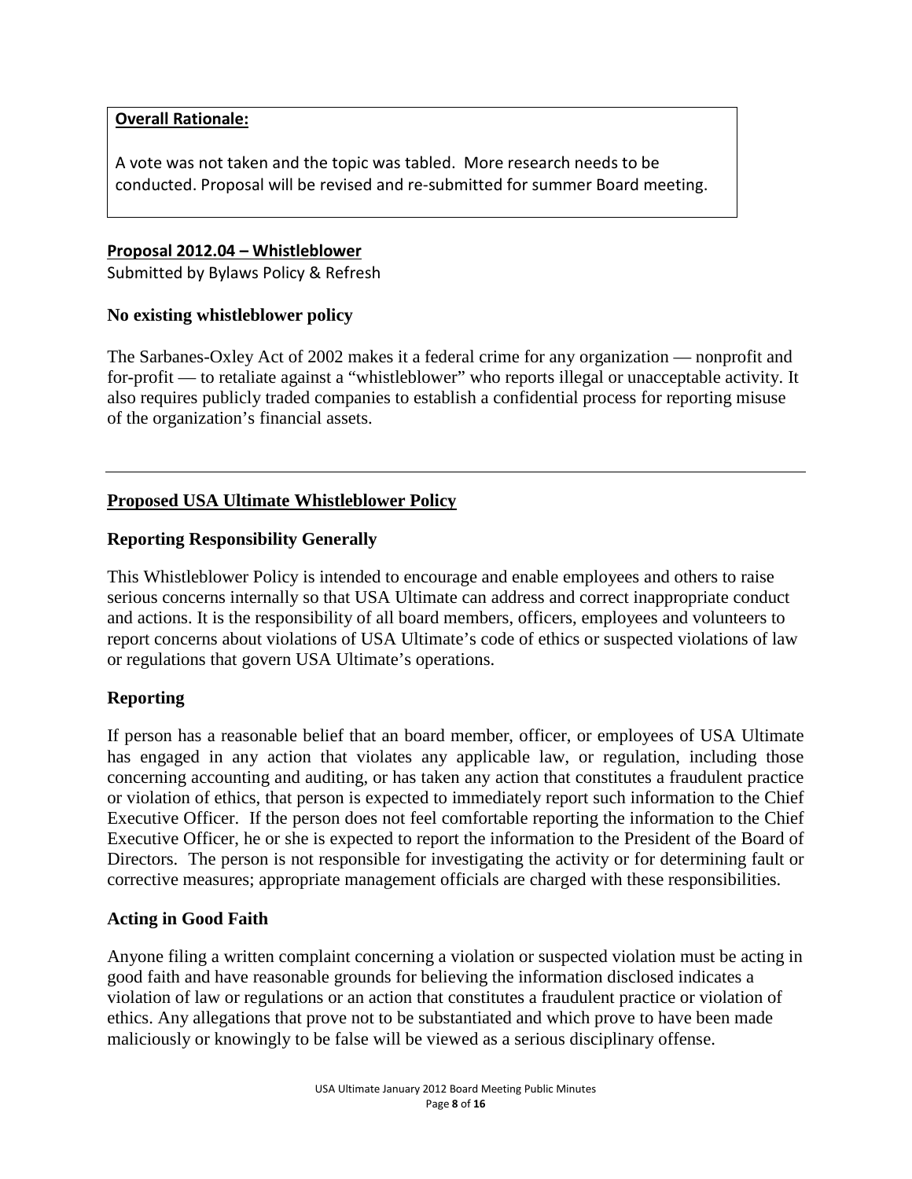**Overall Rationale:**

A vote was not taken and the topic was tabled. More research needs to be conducted. Proposal will be revised and re-submitted for summer Board meeting.

## Proposal 2012.04 – Whistleblower

Submitted by Bylaws Policy & Refresh

**No existing whistleblower policy**

The Sarbanes-Oxley Act of 2002 makes it a federal crime for any organization — nonprofit and for-profit — to retaliate against a "whistleblower" who reports illegal or unacceptable activity. It also requires publicly traded companies to establish a confidential process for reporting misuse of the organization's financial assets.

---

## Proposed USA Ultimate Whistleblower Policy

### Reporting Responsibility Generally

This Whistleblower Policy is intended to encourage and enable employees and others to raise serious concerns internally so that USA Ultimate can address and correct inappropriate conduct and actions. It is the responsibility of all board members, officers, employees and volunteers to report concerns about violations of USA Ultimate's code of ethics or suspected violations of law or regulations that govern USA Ultimate's operations.

### Reporting

If person has a reasonable belief that an board member, officer, or employees of USA Ultimate has engaged in any action that violates any applicable law, or regulation, including those concerning accounting and auditing, or has taken any action that constitutes a fraudulent practice or violation of ethics, that person is expected to immediately report such information to the Chief Executive Officer. If the person does not feel comfortable reporting the information to the Chief Executive Officer, he or she is expected to report the information to the President of the Board of Directors. The person is not responsible for investigating the activity or for determining fault or corrective measures; appropriate management officials are charged with these responsibilities.

### Acting in Good Faith

Anyone filing a written complaint concerning a violation or suspected violation must be acting in good faith and have reasonable grounds for believing the information disclosed indicates a violation of law or regulations or an action that constitutes a fraudulent practice or violation of ethics. Any allegations that prove not to be substantiated and which prove to have been made maliciously or knowingly to be false will be viewed as a serious disciplinary offense.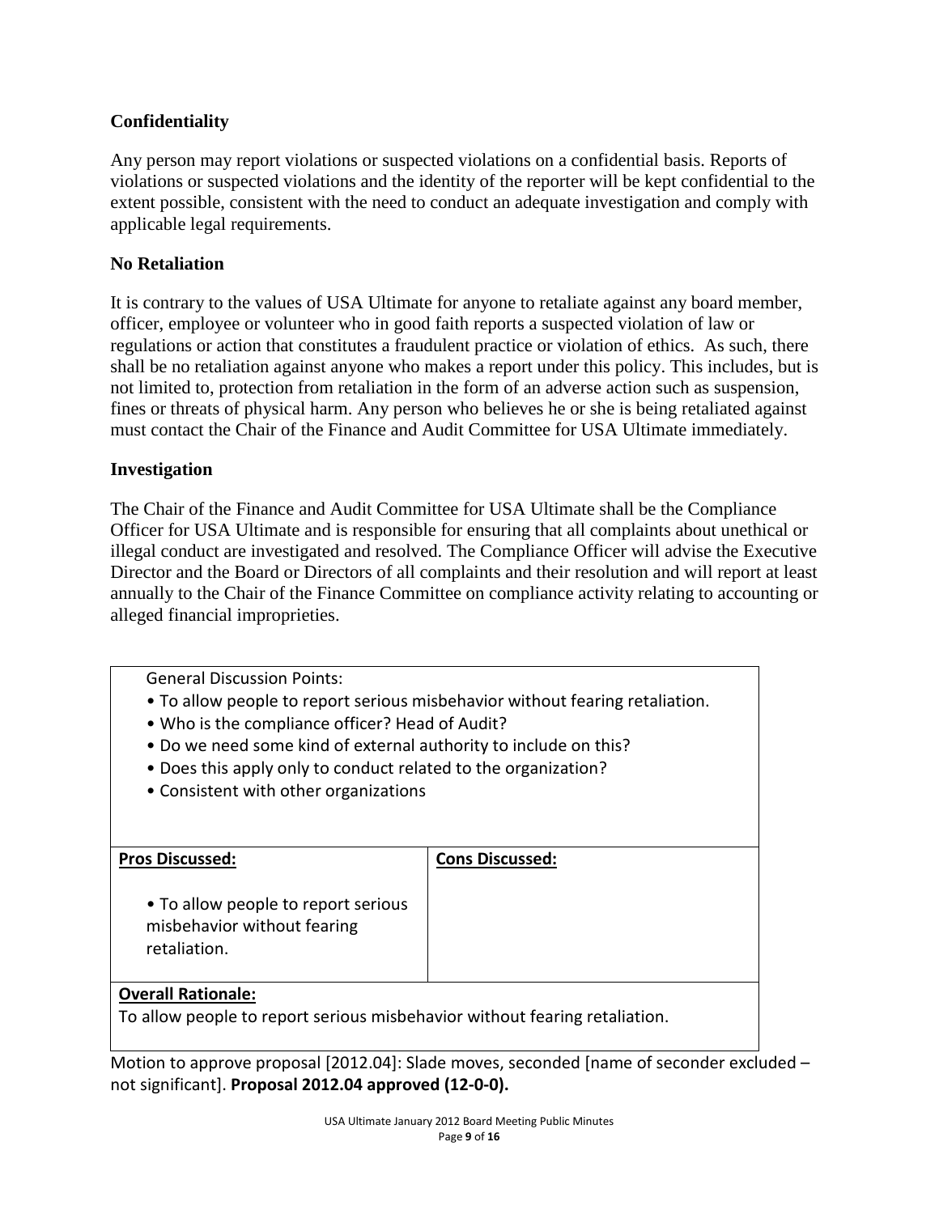### Confidentiality

Any person may report violations or suspected violations on a confidential basis. Reports of violations or suspected violations and the identity of the reporter will be kept confidential to the extent possible, consistent with the need to conduct an adequate investigation and comply with applicable legal requirements.

### No Retaliation

It is contrary to the values of USA Ultimate for anyone to retaliate against any board member, officer, employee or volunteer who in good faith reports a suspected violation of law or regulations or action that constitutes a fraudulent practice or violation of ethics. As such, there shall be no retaliation against anyone who makes a report under this policy. This includes, but is not limited to, protection from retaliation in the form of an adverse action such as suspension, fines or threats of physical harm. Any person who believes he or she is being retaliated against must contact the Chair of the Finance and Audit Committee for USA Ultimate immediately.

### Investigation

The Chair of the Finance and Audit Committee for USA Ultimate shall be the Compliance Officer for USA Ultimate and is responsible for ensuring that all complaints about unethical or illegal conduct are investigated and resolved. The Compliance Officer will advise the Executive Director and the Board or Directors of all complaints and their resolution and will report at least annually to the Chair of the Finance Committee on compliance activity relating to accounting or alleged financial improprieties.

| General Discussion Points:<br>• To allow people to report serious misbehavior without fearing retaliation.<br>• Who is the compliance officer? Head of Audit?<br>• Do we need some kind of external authority to include on this?<br>• Does this apply only to conduct related to the organization?<br>• Consistent with other organizations | |
|---|---|
| **Pros Discussed:**<br>• To allow people to report serious misbehavior without fearing retaliation. | **Cons Discussed:** |
| **Overall Rationale:**<br>To allow people to report serious misbehavior without fearing retaliation. | |

Motion to approve proposal [2012.04]: Slade moves, seconded [name of seconder excluded – not significant]. **Proposal 2012.04 approved (12-0-0).**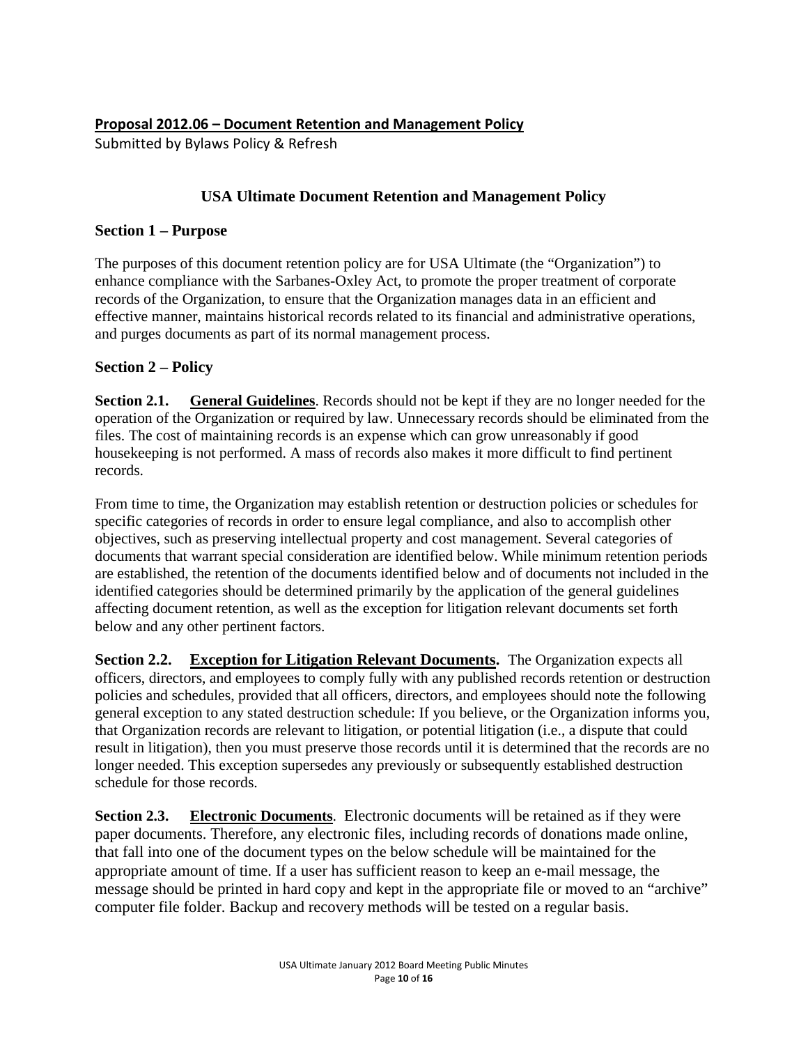## Proposal 2012.06 – Document Retention and Management Policy

Submitted by Bylaws Policy & Refresh

# USA Ultimate Document Retention and Management Policy

### Section 1 – Purpose

The purposes of this document retention policy are for USA Ultimate (the "Organization") to enhance compliance with the Sarbanes-Oxley Act, to promote the proper treatment of corporate records of the Organization, to ensure that the Organization manages data in an efficient and effective manner, maintains historical records related to its financial and administrative operations, and purges documents as part of its normal management process.

### Section 2 – Policy

**Section 2.1.** **General Guidelines**. Records should not be kept if they are no longer needed for the operation of the Organization or required by law. Unnecessary records should be eliminated from the files. The cost of maintaining records is an expense which can grow unreasonably if good housekeeping is not performed. A mass of records also makes it more difficult to find pertinent records.

From time to time, the Organization may establish retention or destruction policies or schedules for specific categories of records in order to ensure legal compliance, and also to accomplish other objectives, such as preserving intellectual property and cost management. Several categories of documents that warrant special consideration are identified below. While minimum retention periods are established, the retention of the documents identified below and of documents not included in the identified categories should be determined primarily by the application of the general guidelines affecting document retention, as well as the exception for litigation relevant documents set forth below and any other pertinent factors.

**Section 2.2.** **Exception for Litigation Relevant Documents.** The Organization expects all officers, directors, and employees to comply fully with any published records retention or destruction policies and schedules, provided that all officers, directors, and employees should note the following general exception to any stated destruction schedule: If you believe, or the Organization informs you, that Organization records are relevant to litigation, or potential litigation (i.e., a dispute that could result in litigation), then you must preserve those records until it is determined that the records are no longer needed. This exception supersedes any previously or subsequently established destruction schedule for those records.

**Section 2.3.** **Electronic Documents**. Electronic documents will be retained as if they were paper documents. Therefore, any electronic files, including records of donations made online, that fall into one of the document types on the below schedule will be maintained for the appropriate amount of time. If a user has sufficient reason to keep an e-mail message, the message should be printed in hard copy and kept in the appropriate file or moved to an "archive" computer file folder. Backup and recovery methods will be tested on a regular basis.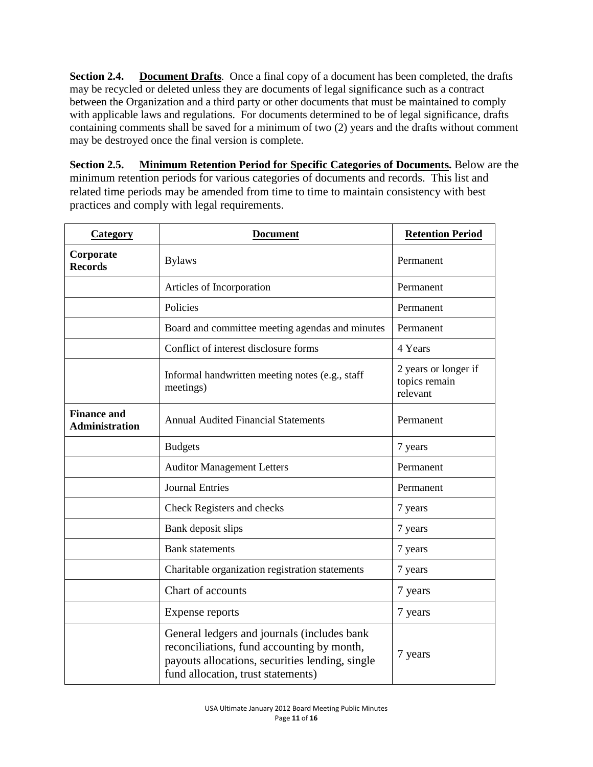**Section 2.4. Document Drafts**. Once a final copy of a document has been completed, the drafts may be recycled or deleted unless they are documents of legal significance such as a contract between the Organization and a third party or other documents that must be maintained to comply with applicable laws and regulations. For documents determined to be of legal significance, drafts containing comments shall be saved for a minimum of two (2) years and the drafts without comment may be destroyed once the final version is complete.

**Section 2.5. Minimum Retention Period for Specific Categories of Documents.** Below are the minimum retention periods for various categories of documents and records. This list and related time periods may be amended from time to time to maintain consistency with best practices and comply with legal requirements.

| Category | Document | Retention Period |
|---|---|---|
| **Corporate Records** | Bylaws | Permanent |
| | Articles of Incorporation | Permanent |
| | Policies | Permanent |
| | Board and committee meeting agendas and minutes | Permanent |
| | Conflict of interest disclosure forms | 4 Years |
| | Informal handwritten meeting notes (e.g., staff meetings) | 2 years or longer if topics remain relevant |
| **Finance and Administration** | Annual Audited Financial Statements | Permanent |
| | Budgets | 7 years |
| | Auditor Management Letters | Permanent |
| | Journal Entries | Permanent |
| | Check Registers and checks | 7 years |
| | Bank deposit slips | 7 years |
| | Bank statements | 7 years |
| | Charitable organization registration statements | 7 years |
| | Chart of accounts | 7 years |
| | Expense reports | 7 years |
| | General ledgers and journals (includes bank reconciliations, fund accounting by month, payouts allocations, securities lending, single fund allocation, trust statements) | 7 years |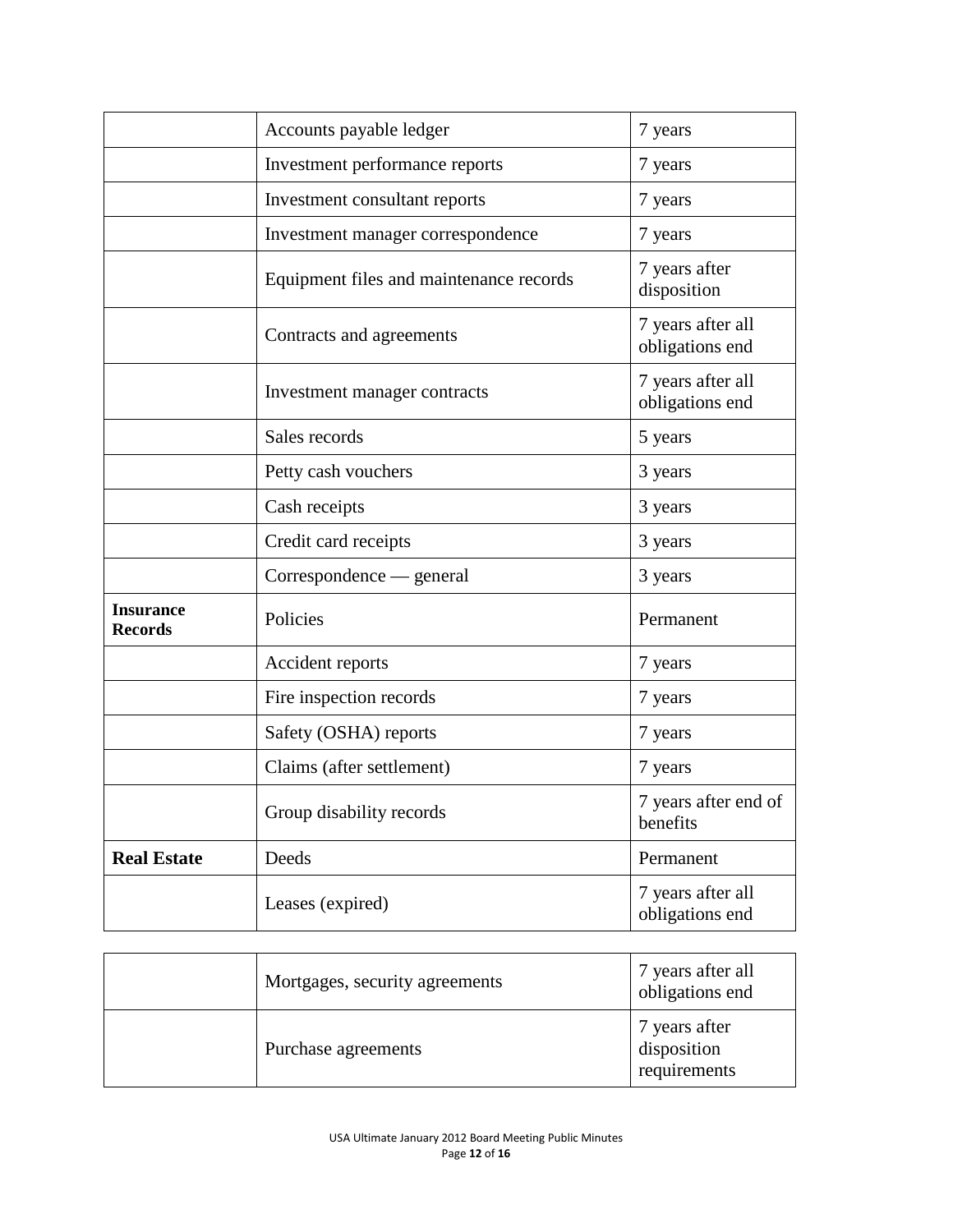| | | |
|---|---|---|
| | Accounts payable ledger | 7 years |
| | Investment performance reports | 7 years |
| | Investment consultant reports | 7 years |
| | Investment manager correspondence | 7 years |
| | Equipment files and maintenance records | 7 years after disposition |
| | Contracts and agreements | 7 years after all obligations end |
| | Investment manager contracts | 7 years after all obligations end |
| | Sales records | 5 years |
| | Petty cash vouchers | 3 years |
| | Cash receipts | 3 years |
| | Credit card receipts | 3 years |
| | Correspondence — general | 3 years |
| **Insurance Records** | Policies | Permanent |
| | Accident reports | 7 years |
| | Fire inspection records | 7 years |
| | Safety (OSHA) reports | 7 years |
| | Claims (after settlement) | 7 years |
| | Group disability records | 7 years after end of benefits |
| **Real Estate** | Deeds | Permanent |
| | Leases (expired) | 7 years after all obligations end |
| | Mortgages, security agreements | 7 years after all obligations end |
| | Purchase agreements | 7 years after disposition requirements |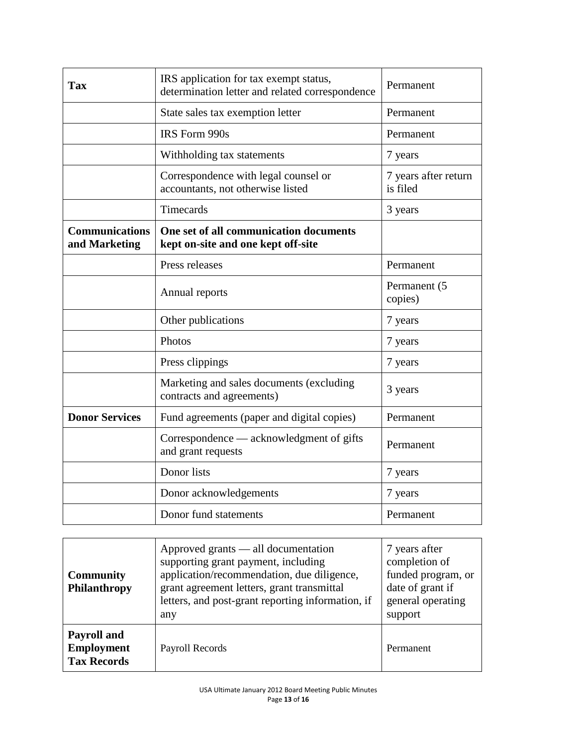| | | |
|---|---|---|
| **Tax** | IRS application for tax exempt status, determination letter and related correspondence | Permanent |
| | State sales tax exemption letter | Permanent |
| | IRS Form 990s | Permanent |
| | Withholding tax statements | 7 years |
| | Correspondence with legal counsel or accountants, not otherwise listed | 7 years after return is filed |
| | Timecards | 3 years |
| **Communications and Marketing** | **One set of all communication documents kept on-site and one kept off-site** | |
| | Press releases | Permanent |
| | Annual reports | Permanent (5 copies) |
| | Other publications | 7 years |
| | Photos | 7 years |
| | Press clippings | 7 years |
| | Marketing and sales documents (excluding contracts and agreements) | 3 years |
| **Donor Services** | Fund agreements (paper and digital copies) | Permanent |
| | Correspondence — acknowledgment of gifts and grant requests | Permanent |
| | Donor lists | 7 years |
| | Donor acknowledgements | 7 years |
| | Donor fund statements | Permanent |

| | | |
|---|---|---|
| **Community Philanthropy** | Approved grants — all documentation supporting grant payment, including application/recommendation, due diligence, grant agreement letters, grant transmittal letters, and post-grant reporting information, if any | 7 years after completion of funded program, or date of grant if general operating support |
| **Payroll and Employment Tax Records** | Payroll Records | Permanent |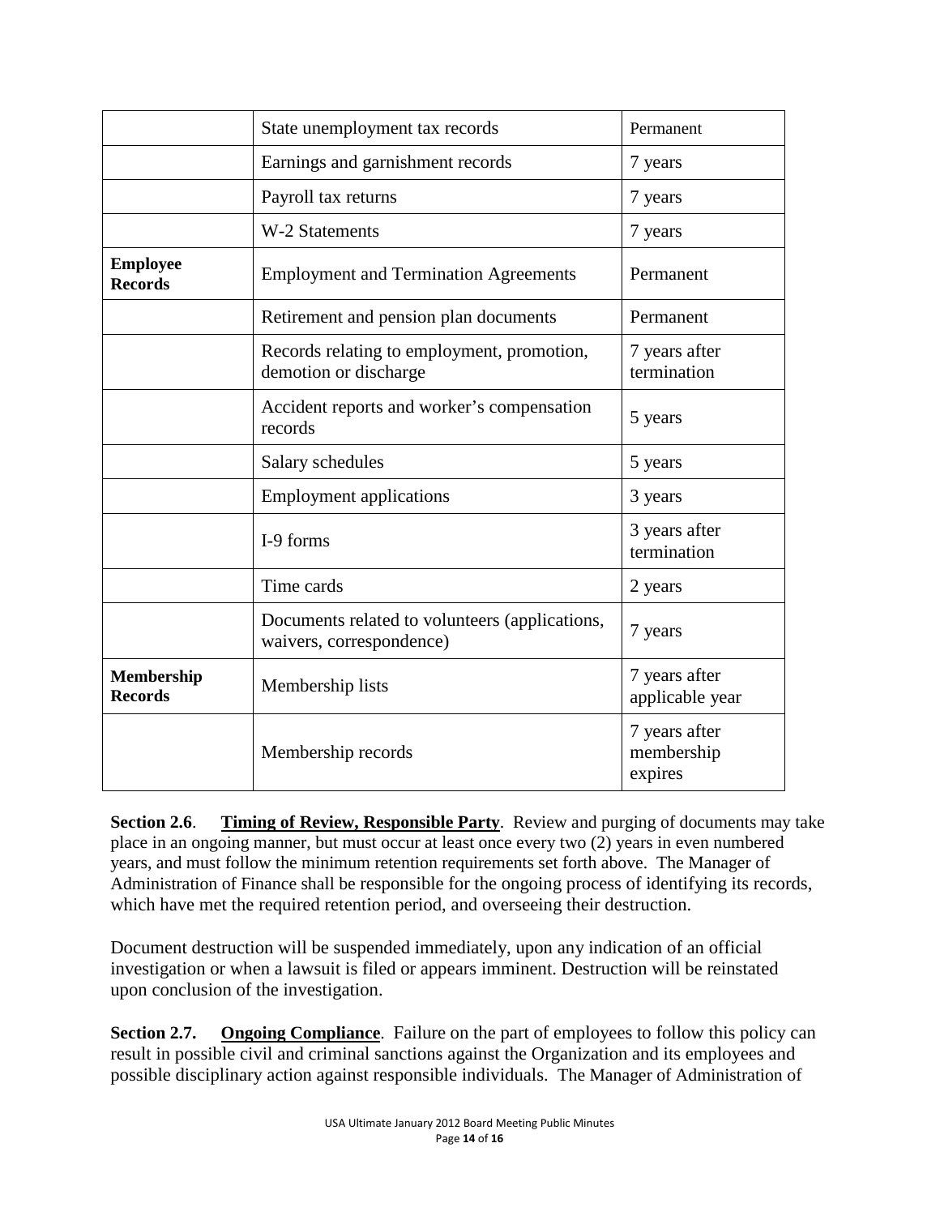| | | |
|---|---|---|
| | State unemployment tax records | Permanent |
| | Earnings and garnishment records | 7 years |
| | Payroll tax returns | 7 years |
| | W-2 Statements | 7 years |
| **Employee Records** | Employment and Termination Agreements | Permanent |
| | Retirement and pension plan documents | Permanent |
| | Records relating to employment, promotion, demotion or discharge | 7 years after termination |
| | Accident reports and worker's compensation records | 5 years |
| | Salary schedules | 5 years |
| | Employment applications | 3 years |
| | I-9 forms | 3 years after termination |
| | Time cards | 2 years |
| | Documents related to volunteers (applications, waivers, correspondence) | 7 years |
| **Membership Records** | Membership lists | 7 years after applicable year |
| | Membership records | 7 years after membership expires |

**Section 2.6**. **Timing of Review, Responsible Party**. Review and purging of documents may take place in an ongoing manner, but must occur at least once every two (2) years in even numbered years, and must follow the minimum retention requirements set forth above. The Manager of Administration of Finance shall be responsible for the ongoing process of identifying its records, which have met the required retention period, and overseeing their destruction.

Document destruction will be suspended immediately, upon any indication of an official investigation or when a lawsuit is filed or appears imminent. Destruction will be reinstated upon conclusion of the investigation.

**Section 2.7.** **Ongoing Compliance**. Failure on the part of employees to follow this policy can result in possible civil and criminal sanctions against the Organization and its employees and possible disciplinary action against responsible individuals. The Manager of Administration of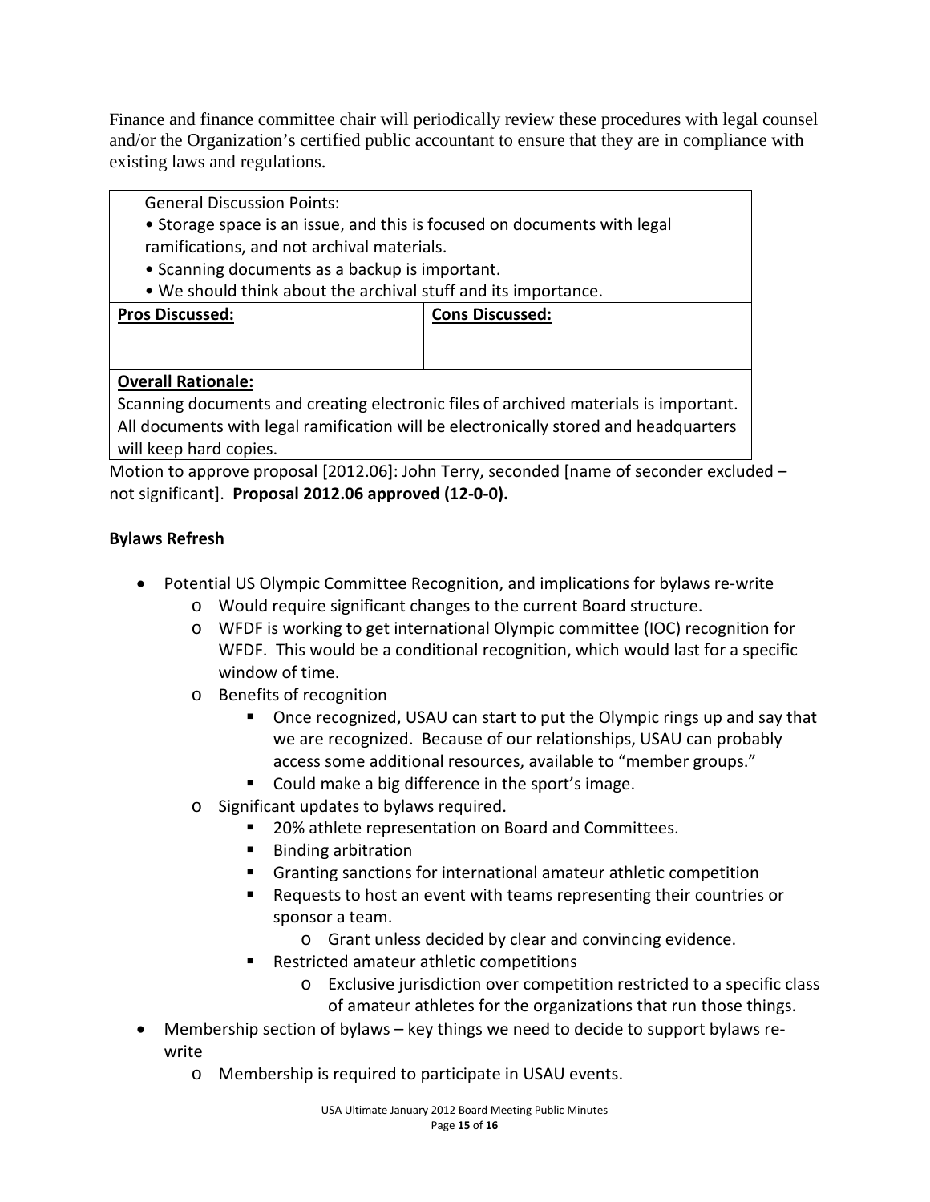Finance and finance committee chair will periodically review these procedures with legal counsel and/or the Organization's certified public accountant to ensure that they are in compliance with existing laws and regulations.

| General Discussion Points:<br>• Storage space is an issue, and this is focused on documents with legal ramifications, and not archival materials.<br>• Scanning documents as a backup is important.<br>• We should think about the archival stuff and its importance. | |
|---|---|
| **Pros Discussed:** | **Cons Discussed:** |
| **Overall Rationale:**<br>Scanning documents and creating electronic files of archived materials is important. All documents with legal ramification will be electronically stored and headquarters will keep hard copies. | |

Motion to approve proposal [2012.06]: John Terry, seconded [name of seconder excluded – not significant]. **Proposal 2012.06 approved (12-0-0).**

**Bylaws Refresh**

- Potential US Olympic Committee Recognition, and implications for bylaws re-write
  - Would require significant changes to the current Board structure.
  - WFDF is working to get international Olympic committee (IOC) recognition for WFDF. This would be a conditional recognition, which would last for a specific window of time.
  - Benefits of recognition
    - Once recognized, USAU can start to put the Olympic rings up and say that we are recognized. Because of our relationships, USAU can probably access some additional resources, available to "member groups."
    - Could make a big difference in the sport's image.
  - Significant updates to bylaws required.
    - 20% athlete representation on Board and Committees.
    - Binding arbitration
    - Granting sanctions for international amateur athletic competition
    - Requests to host an event with teams representing their countries or sponsor a team.
      - Grant unless decided by clear and convincing evidence.
    - Restricted amateur athletic competitions
      - Exclusive jurisdiction over competition restricted to a specific class of amateur athletes for the organizations that run those things.
- Membership section of bylaws – key things we need to decide to support bylaws re-write
  - Membership is required to participate in USAU events.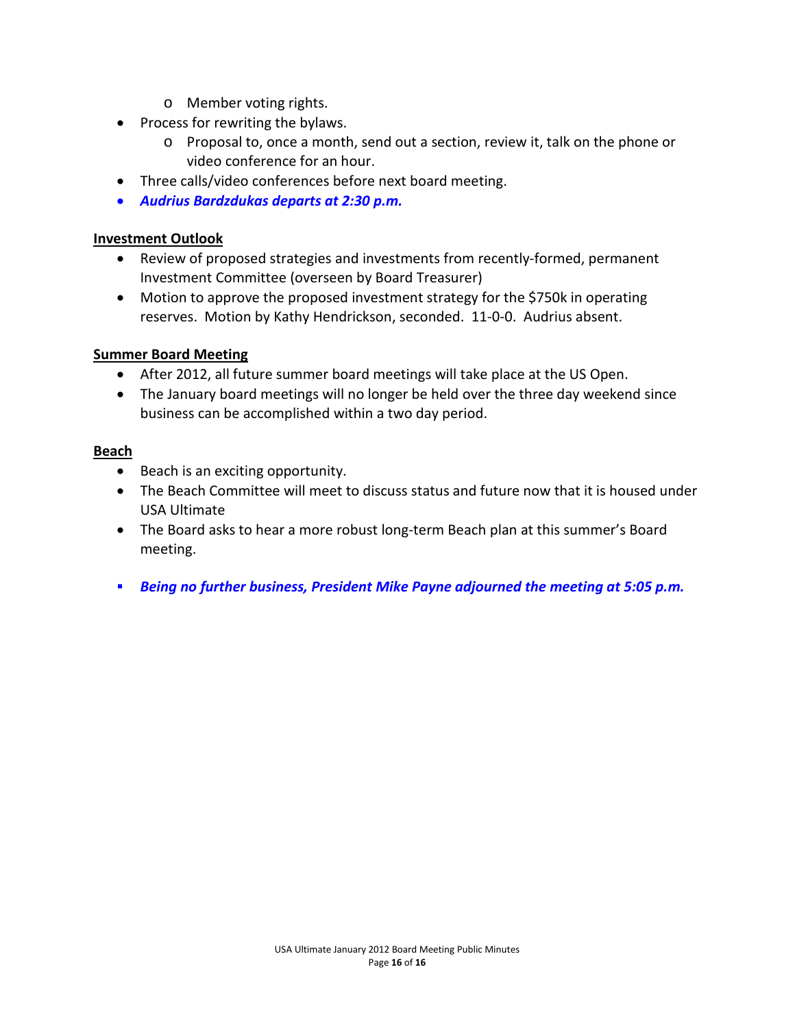- Member voting rights.
- Process for rewriting the bylaws.
    - Proposal to, once a month, send out a section, review it, talk on the phone or video conference for an hour.
- Three calls/video conferences before next board meeting.
- ***Audrius Bardzdukas departs at 2:30 p.m.***

**Investment Outlook**

- Review of proposed strategies and investments from recently-formed, permanent Investment Committee (overseen by Board Treasurer)
- Motion to approve the proposed investment strategy for the $750k in operating reserves. Motion by Kathy Hendrickson, seconded. 11-0-0. Audrius absent.

**Summer Board Meeting**

- After 2012, all future summer board meetings will take place at the US Open.
- The January board meetings will no longer be held over the three day weekend since business can be accomplished within a two day period.

**Beach**

- Beach is an exciting opportunity.
- The Beach Committee will meet to discuss status and future now that it is housed under USA Ultimate
- The Board asks to hear a more robust long-term Beach plan at this summer's Board meeting.

- ***Being no further business, President Mike Payne adjourned the meeting at 5:05 p.m.***